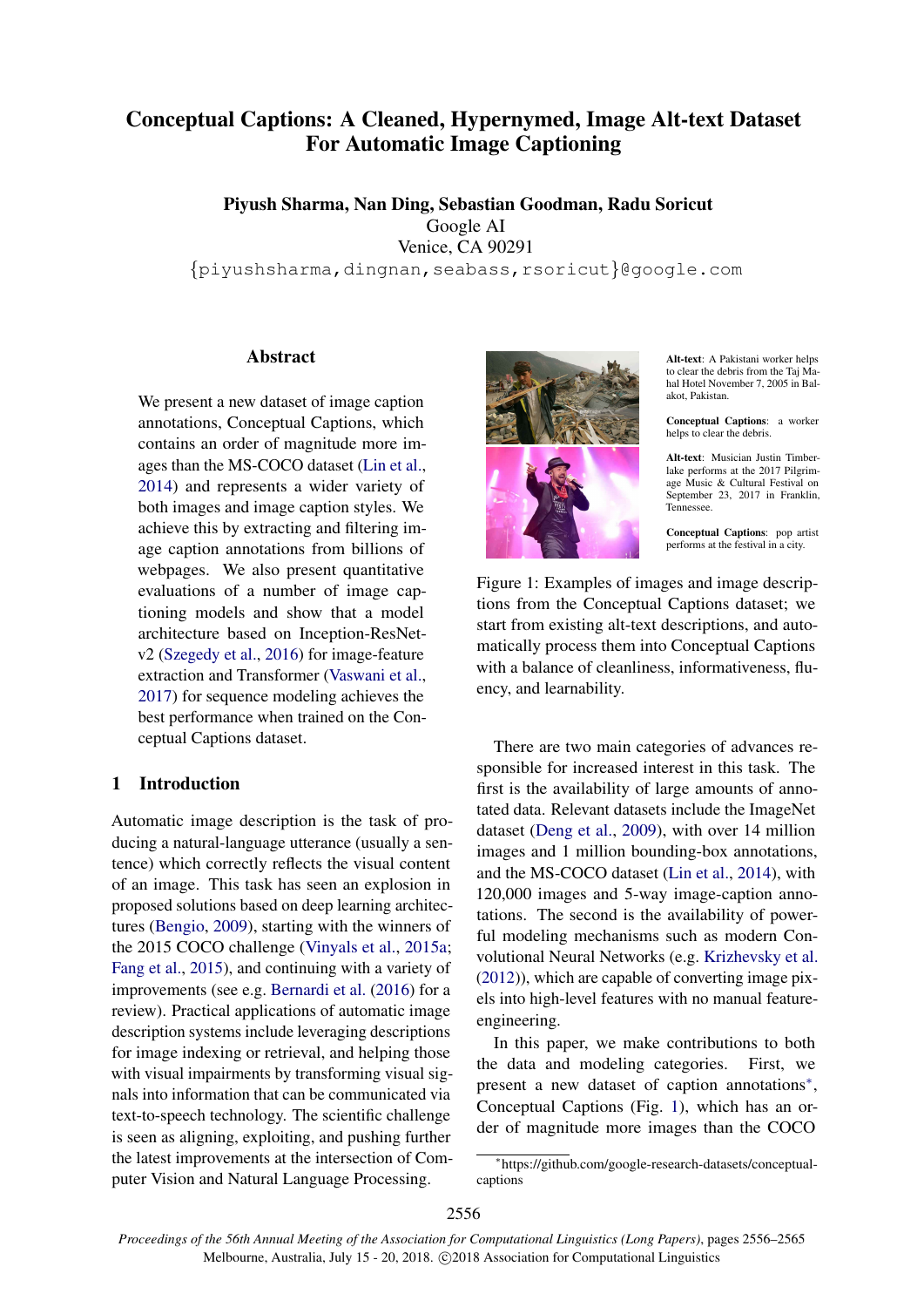# Conceptual Captions: A Cleaned, Hypernymed, Image Alt-text Dataset For Automatic Image Captioning

**Piyush Sharma, Nan Ding, Sebastian Goodman, Radu Soricut**
Google AI
Venice, CA 90291
{piyushsharma,dingnan,seabass,rsoricut}@google.com

## Abstract

We present a new dataset of image caption annotations, Conceptual Captions, which contains an order of magnitude more images than the MS-COCO dataset (Lin et al., 2014) and represents a wider variety of both images and image caption styles. We achieve this by extracting and filtering image caption annotations from billions of webpages. We also present quantitative evaluations of a number of image captioning models and show that a model architecture based on Inception-ResNet-v2 (Szegedy et al., 2016) for image-feature extraction and Transformer (Vaswani et al., 2017) for sequence modeling achieves the best performance when trained on the Conceptual Captions dataset.

## 1 Introduction

Automatic image description is the task of producing a natural-language utterance (usually a sentence) which correctly reflects the visual content of an image. This task has seen an explosion in proposed solutions based on deep learning architectures (Bengio, 2009), starting with the winners of the 2015 COCO challenge (Vinyals et al., 2015a; Fang et al., 2015), and continuing with a variety of improvements (see e.g. Bernardi et al. (2016) for a review). Practical applications of automatic image description systems include leveraging descriptions for image indexing or retrieval, and helping those with visual impairments by transforming visual signals into information that can be communicated via text-to-speech technology. The scientific challenge is seen as aligning, exploiting, and pushing further the latest improvements at the intersection of Computer Vision and Natural Language Processing.

**Alt-text**: A Pakistani worker helps to clear the debris from the Taj Mahal Hotel November 7, 2005 in Balakot, Pakistan.

**Conceptual Captions**: a worker helps to clear the debris.

**Alt-text**: Musician Justin Timberlake performs at the 2017 Pilgrimage Music & Cultural Festival on September 23, 2017 in Franklin, Tennessee.

**Conceptual Captions**: pop artist performs at the festival in a city.

Figure 1: Examples of images and image descriptions from the Conceptual Captions dataset; we start from existing alt-text descriptions, and automatically process them into Conceptual Captions with a balance of cleanliness, informativeness, fluency, and learnability.

There are two main categories of advances responsible for increased interest in this task. The first is the availability of large amounts of annotated data. Relevant datasets include the ImageNet dataset (Deng et al., 2009), with over 14 million images and 1 million bounding-box annotations, and the MS-COCO dataset (Lin et al., 2014), with 120,000 images and 5-way image-caption annotations. The second is the availability of powerful modeling mechanisms such as modern Convolutional Neural Networks (e.g. Krizhevsky et al. (2012)), which are capable of converting image pixels into high-level features with no manual feature-engineering.

In this paper, we make contributions to both the data and modeling categories. First, we present a new dataset of caption annotations[*], Conceptual Captions (Fig. 1), which has an order of magnitude more images than the COCO

[*] https://github.com/google-research-datasets/conceptual-captions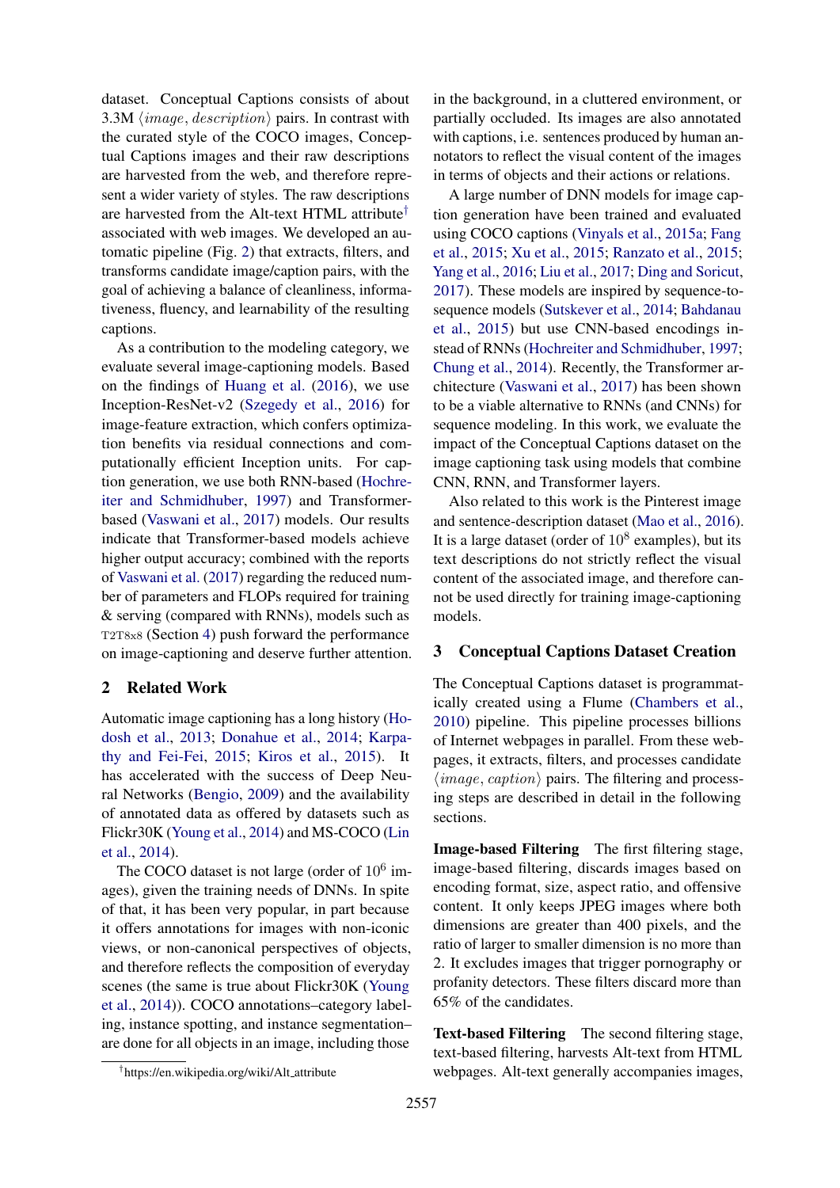dataset. Conceptual Captions consists of about 3.3M $\langle image, description \rangle$ pairs. In contrast with the curated style of the COCO images, Conceptual Captions images and their raw descriptions are harvested from the web, and therefore represent a wider variety of styles. The raw descriptions are harvested from the Alt-text HTML attribute[†] associated with web images. We developed an automatic pipeline (Fig. 2) that extracts, filters, and transforms candidate image/caption pairs, with the goal of achieving a balance of cleanliness, informativeness, fluency, and learnability of the resulting captions.

As a contribution to the modeling category, we evaluate several image-captioning models. Based on the findings of Huang et al. (2016), we use Inception-ResNet-v2 (Szegedy et al., 2016) for image-feature extraction, which confers optimization benefits via residual connections and computationally efficient Inception units. For caption generation, we use both RNN-based (Hochreiter and Schmidhuber, 1997) and Transformer-based (Vaswani et al., 2017) models. Our results indicate that Transformer-based models achieve higher output accuracy; combined with the reports of Vaswani et al. (2017) regarding the reduced number of parameters and FLOPs required for training & serving (compared with RNNs), models such as T2T8x8 (Section 4) push forward the performance on image-captioning and deserve further attention.

## 2 Related Work

Automatic image captioning has a long history (Hodosh et al., 2013; Donahue et al., 2014; Karpathy and Fei-Fei, 2015; Kiros et al., 2015). It has accelerated with the success of Deep Neural Networks (Bengio, 2009) and the availability of annotated data as offered by datasets such as Flickr30K (Young et al., 2014) and MS-COCO (Lin et al., 2014).

The COCO dataset is not large (order of $10^6$ images), given the training needs of DNNs. In spite of that, it has been very popular, in part because it offers annotations for images with non-iconic views, or non-canonical perspectives of objects, and therefore reflects the composition of everyday scenes (the same is true about Flickr30K (Young et al., 2014)). COCO annotations–category labeling, instance spotting, and instance segmentation–are done for all objects in an image, including those in the background, in a cluttered environment, or partially occluded. Its images are also annotated with captions, i.e. sentences produced by human annotators to reflect the visual content of the images in terms of objects and their actions or relations.

A large number of DNN models for image caption generation have been trained and evaluated using COCO captions (Vinyals et al., 2015a; Fang et al., 2015; Xu et al., 2015; Ranzato et al., 2015; Yang et al., 2016; Liu et al., 2017; Ding and Soricut, 2017). These models are inspired by sequence-to-sequence models (Sutskever et al., 2014; Bahdanau et al., 2015) but use CNN-based encodings instead of RNNs (Hochreiter and Schmidhuber, 1997; Chung et al., 2014). Recently, the Transformer architecture (Vaswani et al., 2017) has been shown to be a viable alternative to RNNs (and CNNs) for sequence modeling. In this work, we evaluate the impact of the Conceptual Captions dataset on the image captioning task using models that combine CNN, RNN, and Transformer layers.

Also related to this work is the Pinterest image and sentence-description dataset (Mao et al., 2016). It is a large dataset (order of $10^8$ examples), but its text descriptions do not strictly reflect the visual content of the associated image, and therefore cannot be used directly for training image-captioning models.

## 3 Conceptual Captions Dataset Creation

The Conceptual Captions dataset is programmatically created using a Flume (Chambers et al., 2010) pipeline. This pipeline processes billions of Internet webpages in parallel. From these webpages, it extracts, filters, and processes candidate $\langle image, caption \rangle$ pairs. The filtering and processing steps are described in detail in the following sections.

**Image-based Filtering** The first filtering stage, image-based filtering, discards images based on encoding format, size, aspect ratio, and offensive content. It only keeps JPEG images where both dimensions are greater than 400 pixels, and the ratio of larger to smaller dimension is no more than 2. It excludes images that trigger pornography or profanity detectors. These filters discard more than 65% of the candidates.

**Text-based Filtering** The second filtering stage, text-based filtering, harvests Alt-text from HTML webpages. Alt-text generally accompanies images,

[†] https://en.wikipedia.org/wiki/Alt_attribute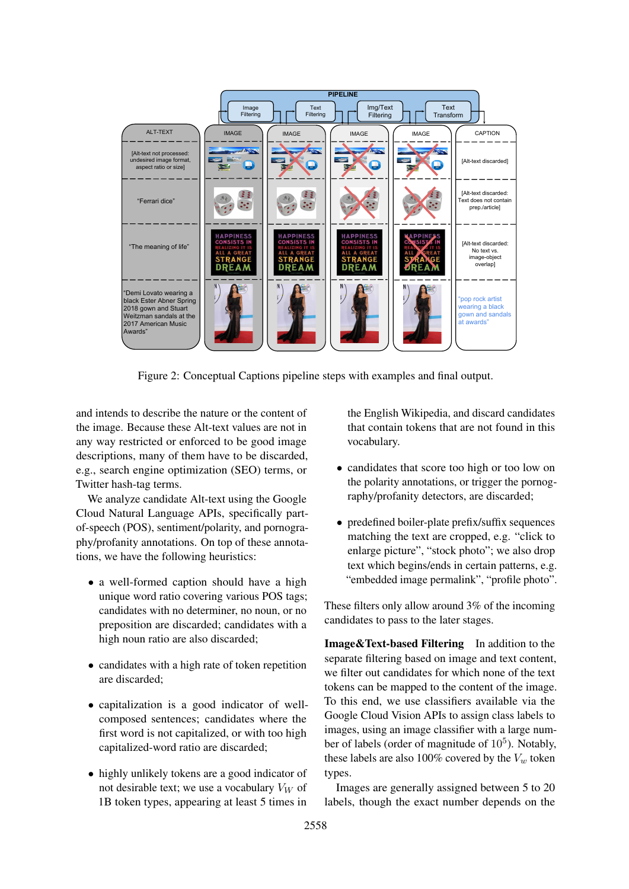Figure 2: Conceptual Captions pipeline steps with examples and final output.

and intends to describe the nature or the content of the image. Because these Alt-text values are not in any way restricted or enforced to be good image descriptions, many of them have to be discarded, e.g., search engine optimization (SEO) terms, or Twitter hash-tag terms.

We analyze candidate Alt-text using the Google Cloud Natural Language APIs, specifically part-of-speech (POS), sentiment/polarity, and pornography/profanity annotations. On top of these annotations, we have the following heuristics:

- a well-formed caption should have a high unique word ratio covering various POS tags; candidates with no determiner, no noun, or no preposition are discarded; candidates with a high noun ratio are also discarded;
- candidates with a high rate of token repetition are discarded;
- capitalization is a good indicator of well-composed sentences; candidates where the first word is not capitalized, or with too high capitalized-word ratio are discarded;
- highly unlikely tokens are a good indicator of not desirable text; we use a vocabulary $V_W$ of 1B token types, appearing at least 5 times in the English Wikipedia, and discard candidates that contain tokens that are not found in this vocabulary.
- candidates that score too high or too low on the polarity annotations, or trigger the pornography/profanity detectors, are discarded;
- predefined boiler-plate prefix/suffix sequences matching the text are cropped, e.g. "click to enlarge picture", "stock photo"; we also drop text which begins/ends in certain patterns, e.g. "embedded image permalink", "profile photo".

These filters only allow around 3% of the incoming candidates to pass to the later stages.

**Image&Text-based Filtering** In addition to the separate filtering based on image and text content, we filter out candidates for which none of the text tokens can be mapped to the content of the image. To this end, we use classifiers available via the Google Cloud Vision APIs to assign class labels to images, using an image classifier with a large number of labels (order of magnitude of $10^5$). Notably, these labels are also 100% covered by the $V_w$ token types.

Images are generally assigned between 5 to 20 labels, though the exact number depends on the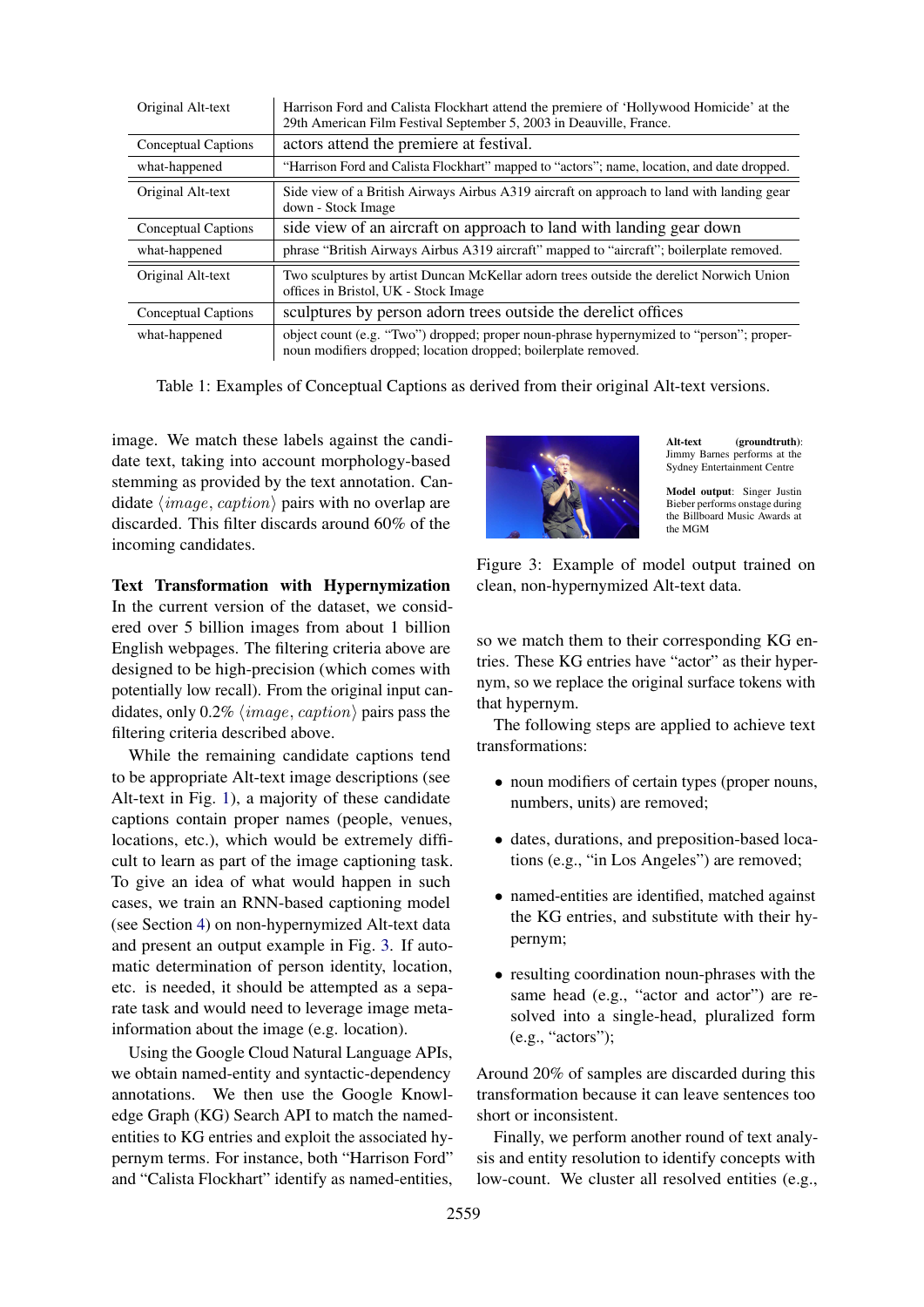| Original Alt-text | Harrison Ford and Calista Flockhart attend the premiere of 'Hollywood Homicide' at the 29th American Film Festival September 5, 2003 in Deauville, France. |
|---|---|
| Conceptual Captions | actors attend the premiere at festival. |
| what-happened | "Harrison Ford and Calista Flockhart" mapped to "actors"; name, location, and date dropped. |
| Original Alt-text | Side view of a British Airways Airbus A319 aircraft on approach to land with landing gear down - Stock Image |
| Conceptual Captions | side view of an aircraft on approach to land with landing gear down |
| what-happened | phrase "British Airways Airbus A319 aircraft" mapped to "aircraft"; boilerplate removed. |
| Original Alt-text | Two sculptures by artist Duncan McKellar adorn trees outside the derelict Norwich Union offices in Bristol, UK - Stock Image |
| Conceptual Captions | sculptures by person adorn trees outside the derelict offices |
| what-happened | object count (e.g. "Two") dropped; proper noun-phrase hypernymized to "person"; proper-noun modifiers dropped; location dropped; boilerplate removed. |

Table 1: Examples of Conceptual Captions as derived from their original Alt-text versions.

image. We match these labels against the candidate text, taking into account morphology-based stemming as provided by the text annotation. Candidate $\langle image, caption \rangle$ pairs with no overlap are discarded. This filter discards around 60% of the incoming candidates.

**Text Transformation with Hypernymization** In the current version of the dataset, we considered over 5 billion images from about 1 billion English webpages. The filtering criteria above are designed to be high-precision (which comes with potentially low recall). From the original input candidates, only 0.2% $\langle image, caption \rangle$ pairs pass the filtering criteria described above.

While the remaining candidate captions tend to be appropriate Alt-text image descriptions (see Alt-text in Fig. 1), a majority of these candidate captions contain proper names (people, venues, locations, etc.), which would be extremely difficult to learn as part of the image captioning task. To give an idea of what would happen in such cases, we train an RNN-based captioning model (see Section 4) on non-hypernymized Alt-text data and present an output example in Fig. 3. If automatic determination of person identity, location, etc. is needed, it should be attempted as a separate task and would need to leverage image meta-information about the image (e.g. location).

Using the Google Cloud Natural Language APIs, we obtain named-entity and syntactic-dependency annotations. We then use the Google Knowledge Graph (KG) Search API to match the named-entities to KG entries and exploit the associated hypernym terms. For instance, both "Harrison Ford" and "Calista Flockhart" identify as named-entities, so we match them to their corresponding KG entries. These KG entries have "actor" as their hypernym, so we replace the original surface tokens with that hypernym.

**Alt-text (groundtruth)**: Jimmy Barnes performs at the Sydney Entertainment Centre

**Model output**: Singer Justin Bieber performs onstage during the Billboard Music Awards at the MGM

Figure 3: Example of model output trained on clean, non-hypernymized Alt-text data.

The following steps are applied to achieve text transformations:

- noun modifiers of certain types (proper nouns, numbers, units) are removed;
- dates, durations, and preposition-based locations (e.g., "in Los Angeles") are removed;
- named-entities are identified, matched against the KG entries, and substitute with their hypernym;
- resulting coordination noun-phrases with the same head (e.g., "actor and actor") are resolved into a single-head, pluralized form (e.g., "actors");

Around 20% of samples are discarded during this transformation because it can leave sentences too short or inconsistent.

Finally, we perform another round of text analysis and entity resolution to identify concepts with low-count. We cluster all resolved entities (e.g.,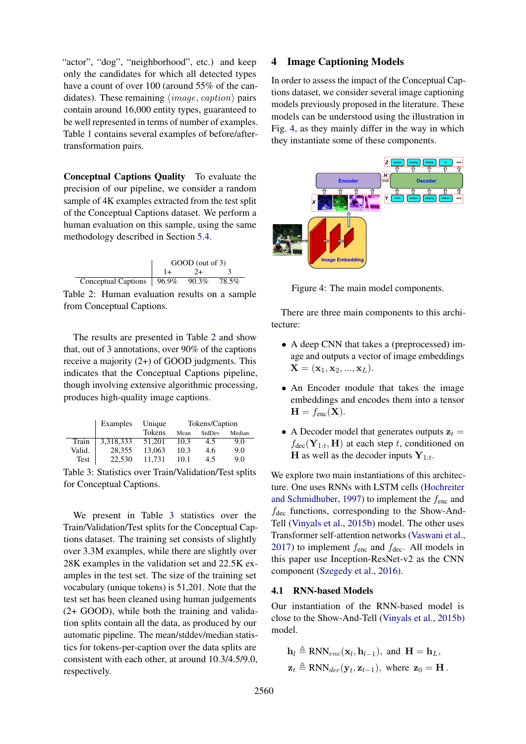"actor", "dog", "neighborhood", etc.) and keep only the candidates for which all detected types have a count of over 100 (around 55% of the candidates). These remaining $\langle image, caption \rangle$ pairs contain around 16,000 entity types, guaranteed to be well represented in terms of number of examples. Table 1 contains several examples of before/after-transformation pairs.

**Conceptual Captions Quality** To evaluate the precision of our pipeline, we consider a random sample of 4K examples extracted from the test split of the Conceptual Captions dataset. We perform a human evaluation on this sample, using the same methodology described in Section 5.4.

| | GOOD (out of 3) | | |
|---|---|---|---|
| | 1+ | 2+ | 3 |
| Conceptual Captions | 96.9% | 90.3% | 78.5% |

Table 2: Human evaluation results on a sample from Conceptual Captions.

The results are presented in Table 2 and show that, out of 3 annotations, over 90% of the captions receive a majority (2+) of GOOD judgments. This indicates that the Conceptual Captions pipeline, though involving extensive algorithmic processing, produces high-quality image captions.

| | Examples | Unique Tokens | Tokens/Caption | | |
|---|---|---|---|---|---|
| | | | Mean | StdDev | Median |
| Train | 3,318,333 | 51,201 | 10.3 | 4.5 | 9.0 |
| Valid. | 28,355 | 13,063 | 10.3 | 4.6 | 9.0 |
| Test | 22,530 | 11,731 | 10.1 | 4.5 | 9.0 |

Table 3: Statistics over Train/Validation/Test splits for Conceptual Captions.

We present in Table 3 statistics over the Train/Validation/Test splits for the Conceptual Captions dataset. The training set consists of slightly over 3.3M examples, while there are slightly over 28K examples in the validation set and 22.5K examples in the test set. The size of the training set vocabulary (unique tokens) is 51,201. Note that the test set has been cleaned using human judgements (2+ GOOD), while both the training and validation splits contain all the data, as produced by our automatic pipeline. The mean/stddev/median statistics for tokens-per-caption over the data splits are consistent with each other, at around 10.3/4.5/9.0, respectively.

## 4 Image Captioning Models

In order to assess the impact of the Conceptual Captions dataset, we consider several image captioning models previously proposed in the literature. These models can be understood using the illustration in Fig. 4, as they mainly differ in the way in which they instantiate some of these components.

Figure 4: The main model components.

There are three main components to this architecture:

- A deep CNN that takes a (preprocessed) image and outputs a vector of image embeddings $\mathbf{X} = (\mathbf{x}_1, \mathbf{x}_2, ..., \mathbf{x}_L)$.
- An Encoder module that takes the image embeddings and encodes them into a tensor $\mathbf{H} = f_{\text{enc}}(\mathbf{X})$.
- A Decoder model that generates outputs $\mathbf{z}_t = f_{\text{dec}}(\mathbf{Y}_{1:t}, \mathbf{H})$ at each step $t$, conditioned on $\mathbf{H}$ as well as the decoder inputs $\mathbf{Y}_{1:t}$.

We explore two main instantiations of this architecture. One uses RNNs with LSTM cells (Hochreiter and Schmidhuber, 1997) to implement the $f_{\text{enc}}$ and $f_{\text{dec}}$ functions, corresponding to the Show-And-Tell (Vinyals et al., 2015b) model. The other uses Transformer self-attention networks (Vaswani et al., 2017) to implement $f_{\text{enc}}$ and $f_{\text{dec}}$. All models in this paper use Inception-ResNet-v2 as the CNN component (Szegedy et al., 2016).

### 4.1 RNN-based Models

Our instantiation of the RNN-based model is close to the Show-And-Tell (Vinyals et al., 2015b) model.

$$\mathbf{h}_l \triangleq \text{RNN}_{enc}(\mathbf{x}_l, \mathbf{h}_{l-1}), \text{ and } \mathbf{H} = \mathbf{h}_L,$$
$$\mathbf{z}_t \triangleq \text{RNN}_{dec}(\mathbf{y}_t, \mathbf{z}_{t-1}), \text{ where } \mathbf{z}_0 = \mathbf{H}.$$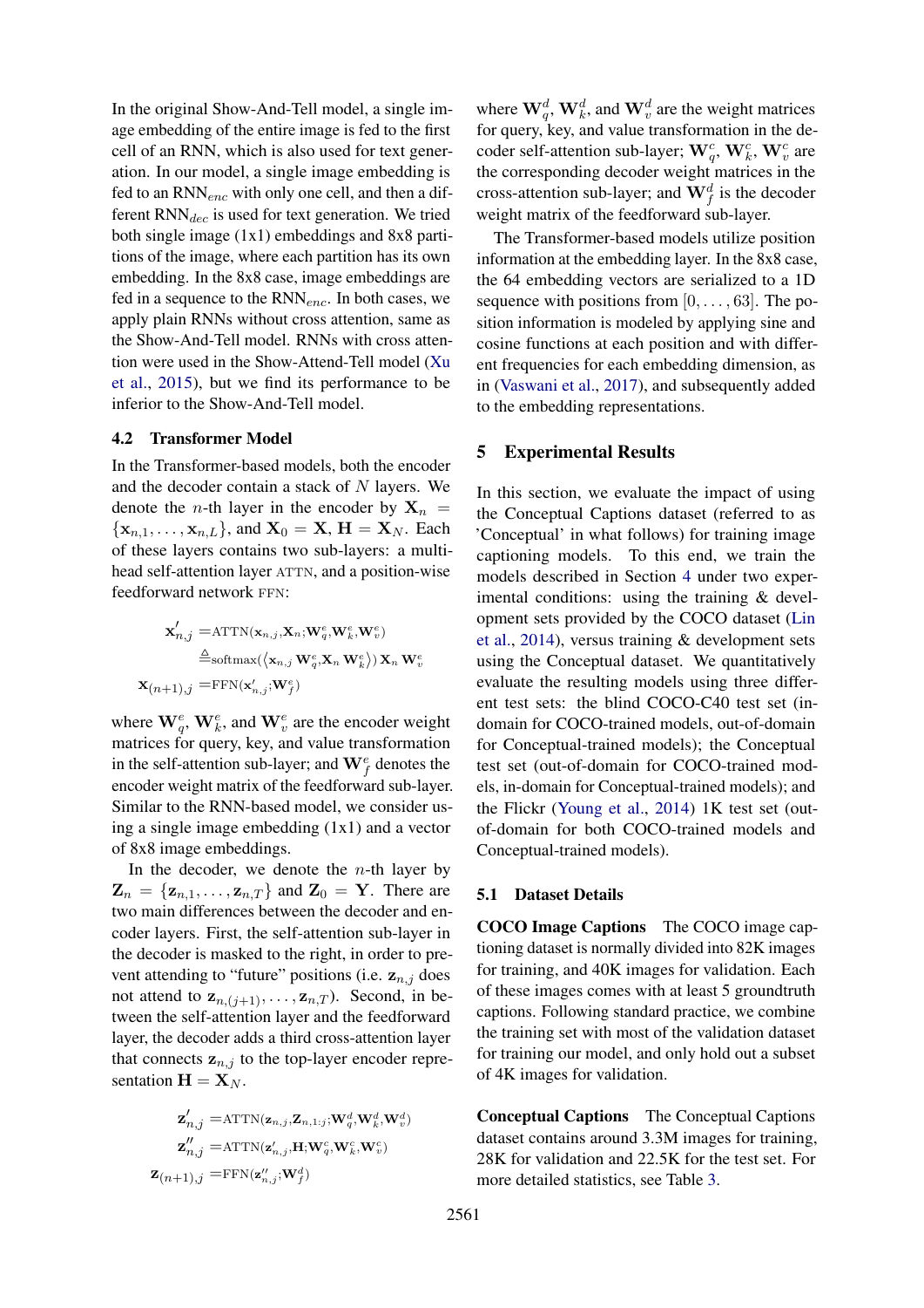In the original Show-And-Tell model, a single image embedding of the entire image is fed to the first cell of an RNN, which is also used for text generation. In our model, a single image embedding is fed to an $\text{RNN}_{enc}$ with only one cell, and then a different $\text{RNN}_{dec}$ is used for text generation. We tried both single image (1x1) embeddings and 8x8 partitions of the image, where each partition has its own embedding. In the 8x8 case, image embeddings are fed in a sequence to the $\text{RNN}_{enc}$. In both cases, we apply plain RNNs without cross attention, same as the Show-And-Tell model. RNNs with cross attention were used in the Show-Attend-Tell model (Xu et al., 2015), but we find its performance to be inferior to the Show-And-Tell model.

### 4.2 Transformer Model

In the Transformer-based models, both the encoder and the decoder contain a stack of $N$ layers. We denote the $n$-th layer in the encoder by $\mathbf{X}_n = \{\mathbf{x}_{n,1}, \ldots, \mathbf{x}_{n,L}\}$, and $\mathbf{X}_0 = \mathbf{X}$, $\mathbf{H} = \mathbf{X}_N$. Each of these layers contains two sub-layers: a multi-head self-attention layer ATTN, and a position-wise feedforward network FFN:

$$
\begin{aligned}
\mathbf{x}'_{n,j} &= \text{ATTN}(\mathbf{x}_{n,j}, \mathbf{X}_n; \mathbf{W}^e_q, \mathbf{W}^e_k, \mathbf{W}^e_v) \\
&\triangleq \text{softmax}(\langle \mathbf{x}_{n,j}\, \mathbf{W}^e_q, \mathbf{X}_n\, \mathbf{W}^e_k \rangle)\, \mathbf{X}_n\, \mathbf{W}^e_v \\
\mathbf{x}_{(n+1),j} &= \text{FFN}(\mathbf{x}'_{n,j}; \mathbf{W}^e_f)
\end{aligned}
$$

where $\mathbf{W}^e_q$, $\mathbf{W}^e_k$, and $\mathbf{W}^e_v$ are the encoder weight matrices for query, key, and value transformation in the self-attention sub-layer; and $\mathbf{W}^e_f$ denotes the encoder weight matrix of the feedforward sub-layer. Similar to the RNN-based model, we consider using a single image embedding (1x1) and a vector of 8x8 image embeddings.

In the decoder, we denote the $n$-th layer by $\mathbf{Z}_n = \{\mathbf{z}_{n,1}, \ldots, \mathbf{z}_{n,T}\}$ and $\mathbf{Z}_0 = \mathbf{Y}$. There are two main differences between the decoder and encoder layers. First, the self-attention sub-layer in the decoder is masked to the right, in order to prevent attending to "future" positions (i.e. $\mathbf{z}_{n,j}$ does not attend to $\mathbf{z}_{n,(j+1)}, \ldots, \mathbf{z}_{n,T}$). Second, in between the self-attention layer and the feedforward layer, the decoder adds a third cross-attention layer that connects $\mathbf{z}_{n,j}$ to the top-layer encoder representation $\mathbf{H} = \mathbf{X}_N$.

$$
\begin{aligned}
\mathbf{z}'_{n,j} &= \text{ATTN}(\mathbf{z}_{n,j}, \mathbf{Z}_{n,1:j}; \mathbf{W}^d_q, \mathbf{W}^d_k, \mathbf{W}^d_v) \\
\mathbf{z}''_{n,j} &= \text{ATTN}(\mathbf{z}'_{n,j}, \mathbf{H}; \mathbf{W}^c_q, \mathbf{W}^c_k, \mathbf{W}^c_v) \\
\mathbf{z}_{(n+1),j} &= \text{FFN}(\mathbf{z}''_{n,j}; \mathbf{W}^d_f)
\end{aligned}
$$

where $\mathbf{W}^d_q$, $\mathbf{W}^d_k$, and $\mathbf{W}^d_v$ are the weight matrices for query, key, and value transformation in the decoder self-attention sub-layer; $\mathbf{W}^c_q$, $\mathbf{W}^c_k$, $\mathbf{W}^c_v$ are the corresponding decoder weight matrices in the cross-attention sub-layer; and $\mathbf{W}^d_f$ is the decoder weight matrix of the feedforward sub-layer.

The Transformer-based models utilize position information at the embedding layer. In the 8x8 case, the 64 embedding vectors are serialized to a 1D sequence with positions from $[0, \ldots, 63]$. The position information is modeled by applying sine and cosine functions at each position and with different frequencies for each embedding dimension, as in (Vaswani et al., 2017), and subsequently added to the embedding representations.

## 5 Experimental Results

In this section, we evaluate the impact of using the Conceptual Captions dataset (referred to as 'Conceptual' in what follows) for training image captioning models. To this end, we train the models described in Section 4 under two experimental conditions: using the training & development sets provided by the COCO dataset (Lin et al., 2014), versus training & development sets using the Conceptual dataset. We quantitatively evaluate the resulting models using three different test sets: the blind COCO-C40 test set (in-domain for COCO-trained models, out-of-domain for Conceptual-trained models); the Conceptual test set (out-of-domain for COCO-trained models, in-domain for Conceptual-trained models); and the Flickr (Young et al., 2014) 1K test set (out-of-domain for both COCO-trained models and Conceptual-trained models).

### 5.1 Dataset Details

**COCO Image Captions** The COCO image captioning dataset is normally divided into 82K images for training, and 40K images for validation. Each of these images comes with at least 5 groundtruth captions. Following standard practice, we combine the training set with most of the validation dataset for training our model, and only hold out a subset of 4K images for validation.

**Conceptual Captions** The Conceptual Captions dataset contains around 3.3M images for training, 28K for validation and 22.5K for the test set. For more detailed statistics, see Table 3.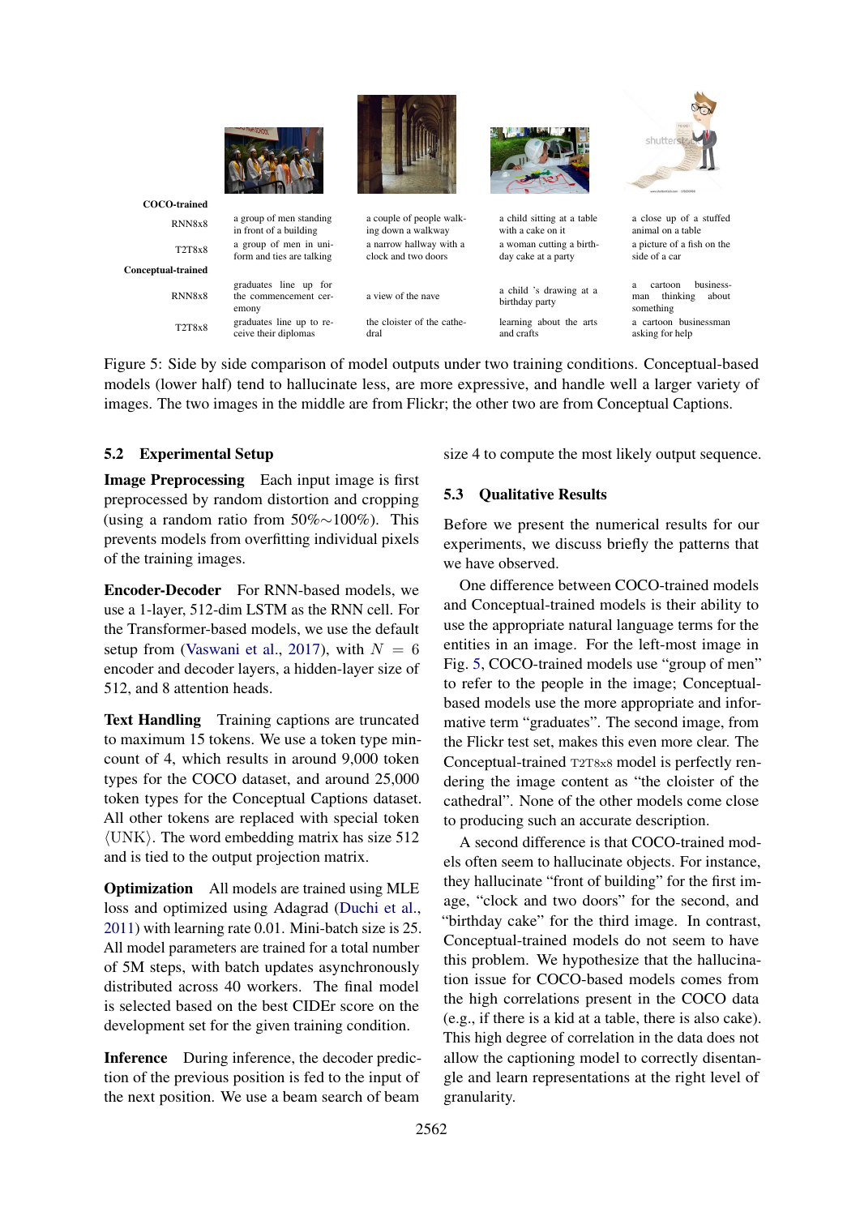| | | | | |
|---|---|---|---|---|
| **COCO-trained** | | | | |
| RNN8x8 | a group of men standing in front of a building | a couple of people walking down a walkway | a child sitting at a table with a cake on it | a close up of a stuffed animal on a table |
| T2T8x8 | a group of men in uniform and ties are talking | a narrow hallway with a clock and two doors | a woman cutting a birthday cake at a party | a picture of a fish on the side of a car |
| **Conceptual-trained** | | | | |
| RNN8x8 | graduates line up for the commencement ceremony | a view of the nave | a child 's drawing at a birthday party | a cartoon businessman thinking about something |
| T2T8x8 | graduates line up to receive their diplomas | the cloister of the cathedral | learning about the arts and crafts | a cartoon businessman asking for help |

Figure 5: Side by side comparison of model outputs under two training conditions. Conceptual-based models (lower half) tend to hallucinate less, are more expressive, and handle well a larger variety of images. The two images in the middle are from Flickr; the other two are from Conceptual Captions.

## 5.2 Experimental Setup

**Image Preprocessing** Each input image is first preprocessed by random distortion and cropping (using a random ratio from 50%∼100%). This prevents models from overfitting individual pixels of the training images.

**Encoder-Decoder** For RNN-based models, we use a 1-layer, 512-dim LSTM as the RNN cell. For the Transformer-based models, we use the default setup from (Vaswani et al., 2017), with $N = 6$ encoder and decoder layers, a hidden-layer size of 512, and 8 attention heads.

**Text Handling** Training captions are truncated to maximum 15 tokens. We use a token type min-count of 4, which results in around 9,000 token types for the COCO dataset, and around 25,000 token types for the Conceptual Captions dataset. All other tokens are replaced with special token $\langle$UNK$\rangle$. The word embedding matrix has size 512 and is tied to the output projection matrix.

**Optimization** All models are trained using MLE loss and optimized using Adagrad (Duchi et al., 2011) with learning rate 0.01. Mini-batch size is 25. All model parameters are trained for a total number of 5M steps, with batch updates asynchronously distributed across 40 workers. The final model is selected based on the best CIDEr score on the development set for the given training condition.

**Inference** During inference, the decoder prediction of the previous position is fed to the input of the next position. We use a beam search of beam size 4 to compute the most likely output sequence.

## 5.3 Qualitative Results

Before we present the numerical results for our experiments, we discuss briefly the patterns that we have observed.

One difference between COCO-trained models and Conceptual-trained models is their ability to use the appropriate natural language terms for the entities in an image. For the left-most image in Fig. 5, COCO-trained models use "group of men" to refer to the people in the image; Conceptual-based models use the more appropriate and informative term "graduates". The second image, from the Flickr test set, makes this even more clear. The Conceptual-trained T2T8x8 model is perfectly rendering the image content as "the cloister of the cathedral". None of the other models come close to producing such an accurate description.

A second difference is that COCO-trained models often seem to hallucinate objects. For instance, they hallucinate "front of building" for the first image, "clock and two doors" for the second, and "birthday cake" for the third image. In contrast, Conceptual-trained models do not seem to have this problem. We hypothesize that the hallucination issue for COCO-based models comes from the high correlations present in the COCO data (e.g., if there is a kid at a table, there is also cake). This high degree of correlation in the data does not allow the captioning model to correctly disentangle and learn representations at the right level of granularity.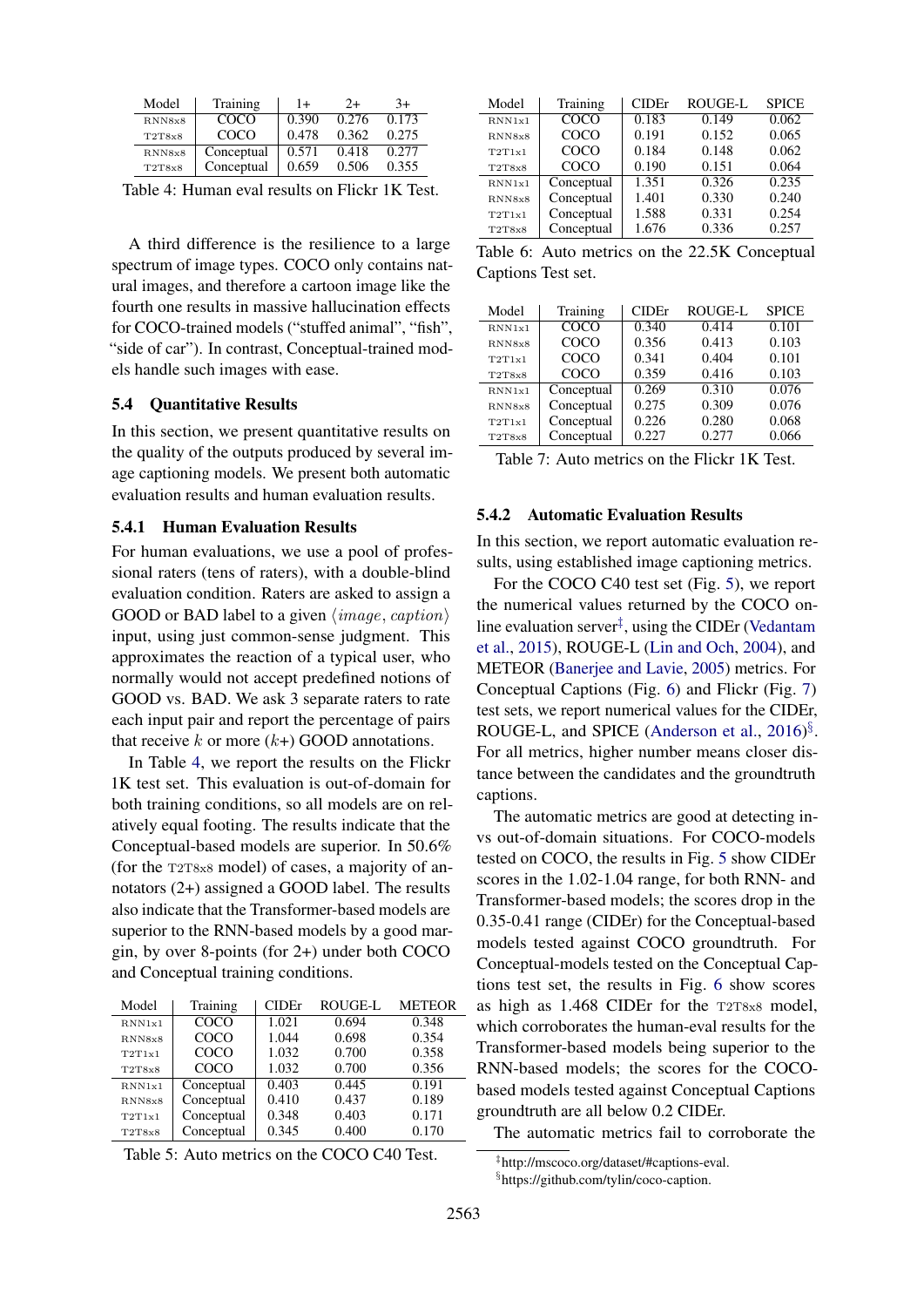| Model | Training | 1+ | 2+ | 3+ |
|---|---|---|---|---|
| RNN8x8 | COCO | 0.390 | 0.276 | 0.173 |
| T2T8x8 | COCO | 0.478 | 0.362 | 0.275 |
| RNN8x8 | Conceptual | 0.571 | 0.418 | 0.277 |
| T2T8x8 | Conceptual | 0.659 | 0.506 | 0.355 |

Table 4: Human eval results on Flickr 1K Test.

A third difference is the resilience to a large spectrum of image types. COCO only contains natural images, and therefore a cartoon image like the fourth one results in massive hallucination effects for COCO-trained models ("stuffed animal", "fish", "side of car"). In contrast, Conceptual-trained models handle such images with ease.

### 5.4 Quantitative Results

In this section, we present quantitative results on the quality of the outputs produced by several image captioning models. We present both automatic evaluation results and human evaluation results.

#### 5.4.1 Human Evaluation Results

For human evaluations, we use a pool of professional raters (tens of raters), with a double-blind evaluation condition. Raters are asked to assign a GOOD or BAD label to a given $\langle image, caption \rangle$ input, using just common-sense judgment. This approximates the reaction of a typical user, who normally would not accept predefined notions of GOOD vs. BAD. We ask 3 separate raters to rate each input pair and report the percentage of pairs that receive $k$ or more ($k$+) GOOD annotations.

In Table 4, we report the results on the Flickr 1K test set. This evaluation is out-of-domain for both training conditions, so all models are on relatively equal footing. The results indicate that the Conceptual-based models are superior. In 50.6% (for the T2T8x8 model) of cases, a majority of annotators (2+) assigned a GOOD label. The results also indicate that the Transformer-based models are superior to the RNN-based models by a good margin, by over 8-points (for 2+) under both COCO and Conceptual training conditions.

| Model | Training | CIDEr | ROUGE-L | METEOR |
|---|---|---|---|---|
| RNN1x1 | COCO | 1.021 | 0.694 | 0.348 |
| RNN8x8 | COCO | 1.044 | 0.698 | 0.354 |
| T2T1x1 | COCO | 1.032 | 0.700 | 0.358 |
| T2T8x8 | COCO | 1.032 | 0.700 | 0.356 |
| RNN1x1 | Conceptual | 0.403 | 0.445 | 0.191 |
| RNN8x8 | Conceptual | 0.410 | 0.437 | 0.189 |
| T2T1x1 | Conceptual | 0.348 | 0.403 | 0.171 |
| T2T8x8 | Conceptual | 0.345 | 0.400 | 0.170 |

Table 5: Auto metrics on the COCO C40 Test.

| Model | Training | CIDEr | ROUGE-L | SPICE |
|---|---|---|---|---|
| RNN1x1 | COCO | 0.183 | 0.149 | 0.062 |
| RNN8x8 | COCO | 0.191 | 0.152 | 0.065 |
| T2T1x1 | COCO | 0.184 | 0.148 | 0.062 |
| T2T8x8 | COCO | 0.190 | 0.151 | 0.064 |
| RNN1x1 | Conceptual | 1.351 | 0.326 | 0.235 |
| RNN8x8 | Conceptual | 1.401 | 0.330 | 0.240 |
| T2T1x1 | Conceptual | 1.588 | 0.331 | 0.254 |
| T2T8x8 | Conceptual | 1.676 | 0.336 | 0.257 |

Table 6: Auto metrics on the 22.5K Conceptual Captions Test set.

| Model | Training | CIDEr | ROUGE-L | SPICE |
|---|---|---|---|---|
| RNN1x1 | COCO | 0.340 | 0.414 | 0.101 |
| RNN8x8 | COCO | 0.356 | 0.413 | 0.103 |
| T2T1x1 | COCO | 0.341 | 0.404 | 0.101 |
| T2T8x8 | COCO | 0.359 | 0.416 | 0.103 |
| RNN1x1 | Conceptual | 0.269 | 0.310 | 0.076 |
| RNN8x8 | Conceptual | 0.275 | 0.309 | 0.076 |
| T2T1x1 | Conceptual | 0.226 | 0.280 | 0.068 |
| T2T8x8 | Conceptual | 0.227 | 0.277 | 0.066 |

Table 7: Auto metrics on the Flickr 1K Test.

#### 5.4.2 Automatic Evaluation Results

In this section, we report automatic evaluation results, using established image captioning metrics.

For the COCO C40 test set (Fig. 5), we report the numerical values returned by the COCO online evaluation server[‡], using the CIDEr (Vedantam et al., 2015), ROUGE-L (Lin and Och, 2004), and METEOR (Banerjee and Lavie, 2005) metrics. For Conceptual Captions (Fig. 6) and Flickr (Fig. 7) test sets, we report numerical values for the CIDEr, ROUGE-L, and SPICE (Anderson et al., 2016)[§]. For all metrics, higher number means closer distance between the candidates and the groundtruth captions.

The automatic metrics are good at detecting in-vs out-of-domain situations. For COCO-models tested on COCO, the results in Fig. 5 show CIDEr scores in the 1.02-1.04 range, for both RNN- and Transformer-based models; the scores drop in the 0.35-0.41 range (CIDEr) for the Conceptual-based models tested against COCO groundtruth. For Conceptual-models tested on the Conceptual Captions test set, the results in Fig. 6 show scores as high as 1.468 CIDEr for the T2T8x8 model, which corroborates the human-eval results for the Transformer-based models being superior to the RNN-based models; the scores for the COCO-based models tested against Conceptual Captions groundtruth are all below 0.2 CIDEr.

The automatic metrics fail to corroborate the

[‡]http://mscoco.org/dataset/#captions-eval.

[§]https://github.com/tylin/coco-caption.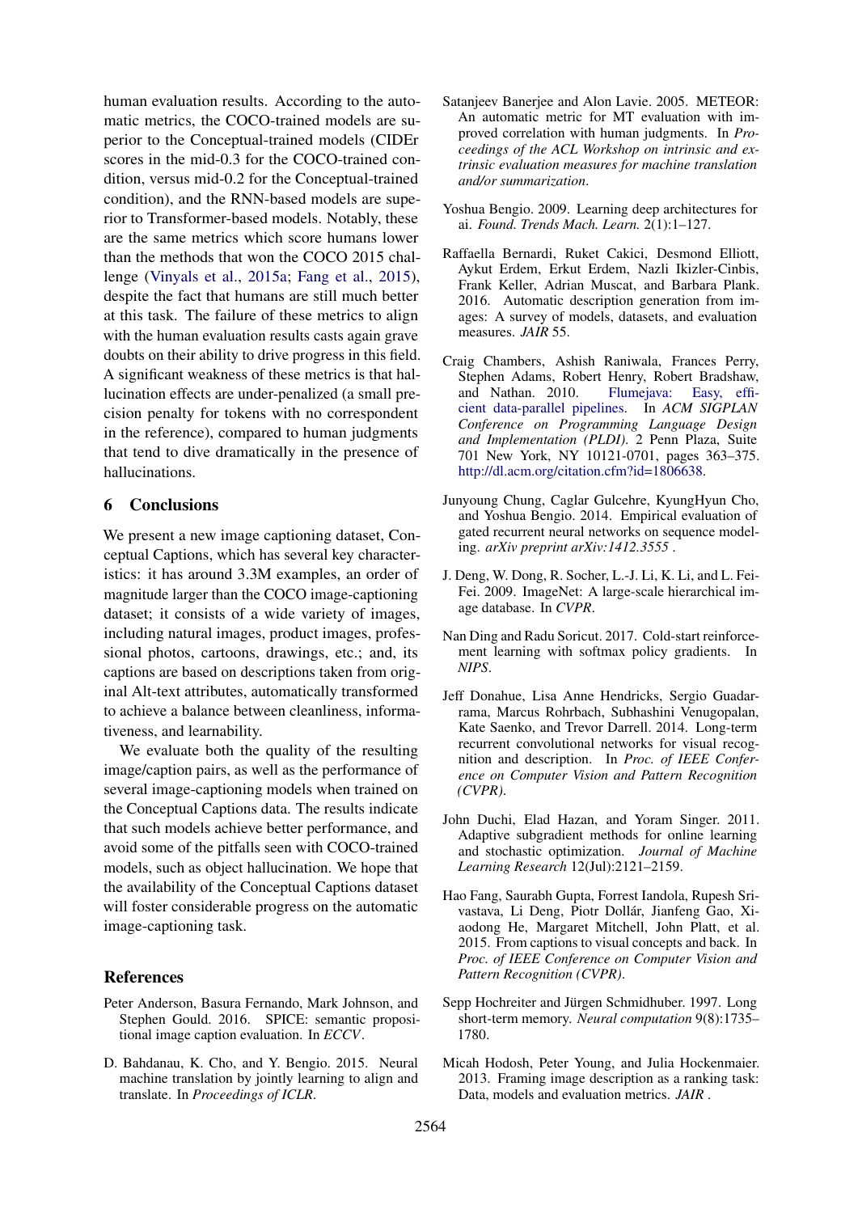human evaluation results. According to the automatic metrics, the COCO-trained models are superior to the Conceptual-trained models (CIDEr scores in the mid-0.3 for the COCO-trained condition, versus mid-0.2 for the Conceptual-trained condition), and the RNN-based models are superior to Transformer-based models. Notably, these are the same metrics which score humans lower than the methods that won the COCO 2015 challenge (Vinyals et al., 2015a; Fang et al., 2015), despite the fact that humans are still much better at this task. The failure of these metrics to align with the human evaluation results casts again grave doubts on their ability to drive progress in this field. A significant weakness of these metrics is that hallucination effects are under-penalized (a small precision penalty for tokens with no correspondent in the reference), compared to human judgments that tend to dive dramatically in the presence of hallucinations.

## 6 Conclusions

We present a new image captioning dataset, Conceptual Captions, which has several key characteristics: it has around 3.3M examples, an order of magnitude larger than the COCO image-captioning dataset; it consists of a wide variety of images, including natural images, product images, professional photos, cartoons, drawings, etc.; and, its captions are based on descriptions taken from original Alt-text attributes, automatically transformed to achieve a balance between cleanliness, informativeness, and learnability.

We evaluate both the quality of the resulting image/caption pairs, as well as the performance of several image-captioning models when trained on the Conceptual Captions data. The results indicate that such models achieve better performance, and avoid some of the pitfalls seen with COCO-trained models, such as object hallucination. We hope that the availability of the Conceptual Captions dataset will foster considerable progress on the automatic image-captioning task.

## References

Peter Anderson, Basura Fernando, Mark Johnson, and Stephen Gould. 2016. SPICE: semantic propositional image caption evaluation. In *ECCV*.

D. Bahdanau, K. Cho, and Y. Bengio. 2015. Neural machine translation by jointly learning to align and translate. In *Proceedings of ICLR*.

Satanjeev Banerjee and Alon Lavie. 2005. METEOR: An automatic metric for MT evaluation with improved correlation with human judgments. In *Proceedings of the ACL Workshop on intrinsic and extrinsic evaluation measures for machine translation and/or summarization*.

Yoshua Bengio. 2009. Learning deep architectures for ai. *Found. Trends Mach. Learn.* 2(1):1–127.

Raffaella Bernardi, Ruket Cakici, Desmond Elliott, Aykut Erdem, Erkut Erdem, Nazli Ikizler-Cinbis, Frank Keller, Adrian Muscat, and Barbara Plank. 2016. Automatic description generation from images: A survey of models, datasets, and evaluation measures. *JAIR* 55.

Craig Chambers, Ashish Raniwala, Frances Perry, Stephen Adams, Robert Henry, Robert Bradshaw, and Nathan. 2010. Flumejava: Easy, efficient data-parallel pipelines. In *ACM SIGPLAN Conference on Programming Language Design and Implementation (PLDI)*. 2 Penn Plaza, Suite 701 New York, NY 10121-0701, pages 363–375. http://dl.acm.org/citation.cfm?id=1806638.

Junyoung Chung, Caglar Gulcehre, KyungHyun Cho, and Yoshua Bengio. 2014. Empirical evaluation of gated recurrent neural networks on sequence modeling. *arXiv preprint arXiv:1412.3555* .

J. Deng, W. Dong, R. Socher, L.-J. Li, K. Li, and L. Fei-Fei. 2009. ImageNet: A large-scale hierarchical image database. In *CVPR*.

Nan Ding and Radu Soricut. 2017. Cold-start reinforcement learning with softmax policy gradients. In *NIPS*.

Jeff Donahue, Lisa Anne Hendricks, Sergio Guadarrama, Marcus Rohrbach, Subhashini Venugopalan, Kate Saenko, and Trevor Darrell. 2014. Long-term recurrent convolutional networks for visual recognition and description. In *Proc. of IEEE Conference on Computer Vision and Pattern Recognition (CVPR)*.

John Duchi, Elad Hazan, and Yoram Singer. 2011. Adaptive subgradient methods for online learning and stochastic optimization. *Journal of Machine Learning Research* 12(Jul):2121–2159.

Hao Fang, Saurabh Gupta, Forrest Iandola, Rupesh Srivastava, Li Deng, Piotr Dollár, Jianfeng Gao, Xiaodong He, Margaret Mitchell, John Platt, et al. 2015. From captions to visual concepts and back. In *Proc. of IEEE Conference on Computer Vision and Pattern Recognition (CVPR)*.

Sepp Hochreiter and Jürgen Schmidhuber. 1997. Long short-term memory. *Neural computation* 9(8):1735–1780.

Micah Hodosh, Peter Young, and Julia Hockenmaier. 2013. Framing image description as a ranking task: Data, models and evaluation metrics. *JAIR* .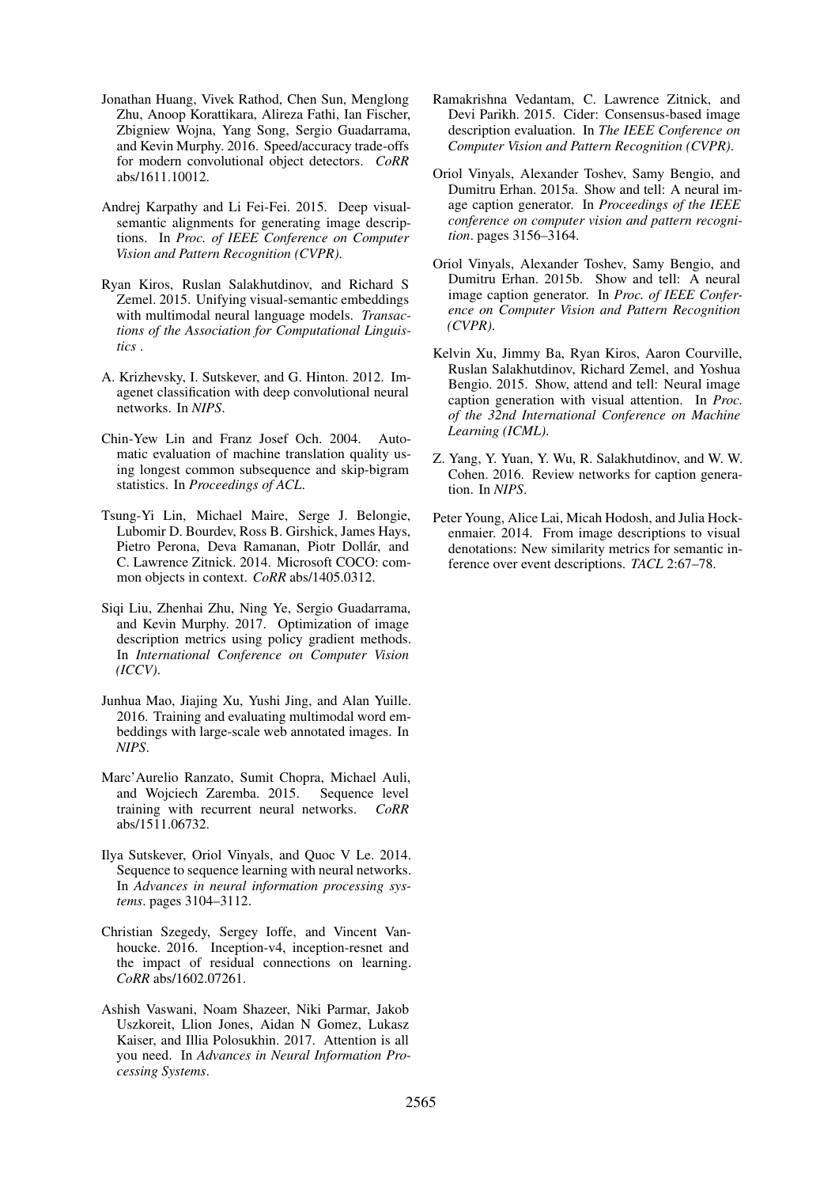Jonathan Huang, Vivek Rathod, Chen Sun, Menglong Zhu, Anoop Korattikara, Alireza Fathi, Ian Fischer, Zbigniew Wojna, Yang Song, Sergio Guadarrama, and Kevin Murphy. 2016. Speed/accuracy trade-offs for modern convolutional object detectors. *CoRR* abs/1611.10012.

Andrej Karpathy and Li Fei-Fei. 2015. Deep visual-semantic alignments for generating image descriptions. In *Proc. of IEEE Conference on Computer Vision and Pattern Recognition (CVPR)*.

Ryan Kiros, Ruslan Salakhutdinov, and Richard S Zemel. 2015. Unifying visual-semantic embeddings with multimodal neural language models. *Transactions of the Association for Computational Linguistics* .

A. Krizhevsky, I. Sutskever, and G. Hinton. 2012. Imagenet classification with deep convolutional neural networks. In *NIPS*.

Chin-Yew Lin and Franz Josef Och. 2004. Automatic evaluation of machine translation quality using longest common subsequence and skip-bigram statistics. In *Proceedings of ACL*.

Tsung-Yi Lin, Michael Maire, Serge J. Belongie, Lubomir D. Bourdev, Ross B. Girshick, James Hays, Pietro Perona, Deva Ramanan, Piotr Dollár, and C. Lawrence Zitnick. 2014. Microsoft COCO: common objects in context. *CoRR* abs/1405.0312.

Siqi Liu, Zhenhai Zhu, Ning Ye, Sergio Guadarrama, and Kevin Murphy. 2017. Optimization of image description metrics using policy gradient methods. In *International Conference on Computer Vision (ICCV)*.

Junhua Mao, Jiajing Xu, Yushi Jing, and Alan Yuille. 2016. Training and evaluating multimodal word embeddings with large-scale web annotated images. In *NIPS*.

Marc'Aurelio Ranzato, Sumit Chopra, Michael Auli, and Wojciech Zaremba. 2015. Sequence level training with recurrent neural networks. *CoRR* abs/1511.06732.

Ilya Sutskever, Oriol Vinyals, and Quoc V Le. 2014. Sequence to sequence learning with neural networks. In *Advances in neural information processing systems*. pages 3104–3112.

Christian Szegedy, Sergey Ioffe, and Vincent Vanhoucke. 2016. Inception-v4, inception-resnet and the impact of residual connections on learning. *CoRR* abs/1602.07261.

Ashish Vaswani, Noam Shazeer, Niki Parmar, Jakob Uszkoreit, Llion Jones, Aidan N Gomez, Lukasz Kaiser, and Illia Polosukhin. 2017. Attention is all you need. In *Advances in Neural Information Processing Systems*.

Ramakrishna Vedantam, C. Lawrence Zitnick, and Devi Parikh. 2015. Cider: Consensus-based image description evaluation. In *The IEEE Conference on Computer Vision and Pattern Recognition (CVPR)*.

Oriol Vinyals, Alexander Toshev, Samy Bengio, and Dumitru Erhan. 2015a. Show and tell: A neural image caption generator. In *Proceedings of the IEEE conference on computer vision and pattern recognition*. pages 3156–3164.

Oriol Vinyals, Alexander Toshev, Samy Bengio, and Dumitru Erhan. 2015b. Show and tell: A neural image caption generator. In *Proc. of IEEE Conference on Computer Vision and Pattern Recognition (CVPR)*.

Kelvin Xu, Jimmy Ba, Ryan Kiros, Aaron Courville, Ruslan Salakhutdinov, Richard Zemel, and Yoshua Bengio. 2015. Show, attend and tell: Neural image caption generation with visual attention. In *Proc. of the 32nd International Conference on Machine Learning (ICML)*.

Z. Yang, Y. Yuan, Y. Wu, R. Salakhutdinov, and W. W. Cohen. 2016. Review networks for caption generation. In *NIPS*.

Peter Young, Alice Lai, Micah Hodosh, and Julia Hockenmaier. 2014. From image descriptions to visual denotations: New similarity metrics for semantic inference over event descriptions. *TACL* 2:67–78.